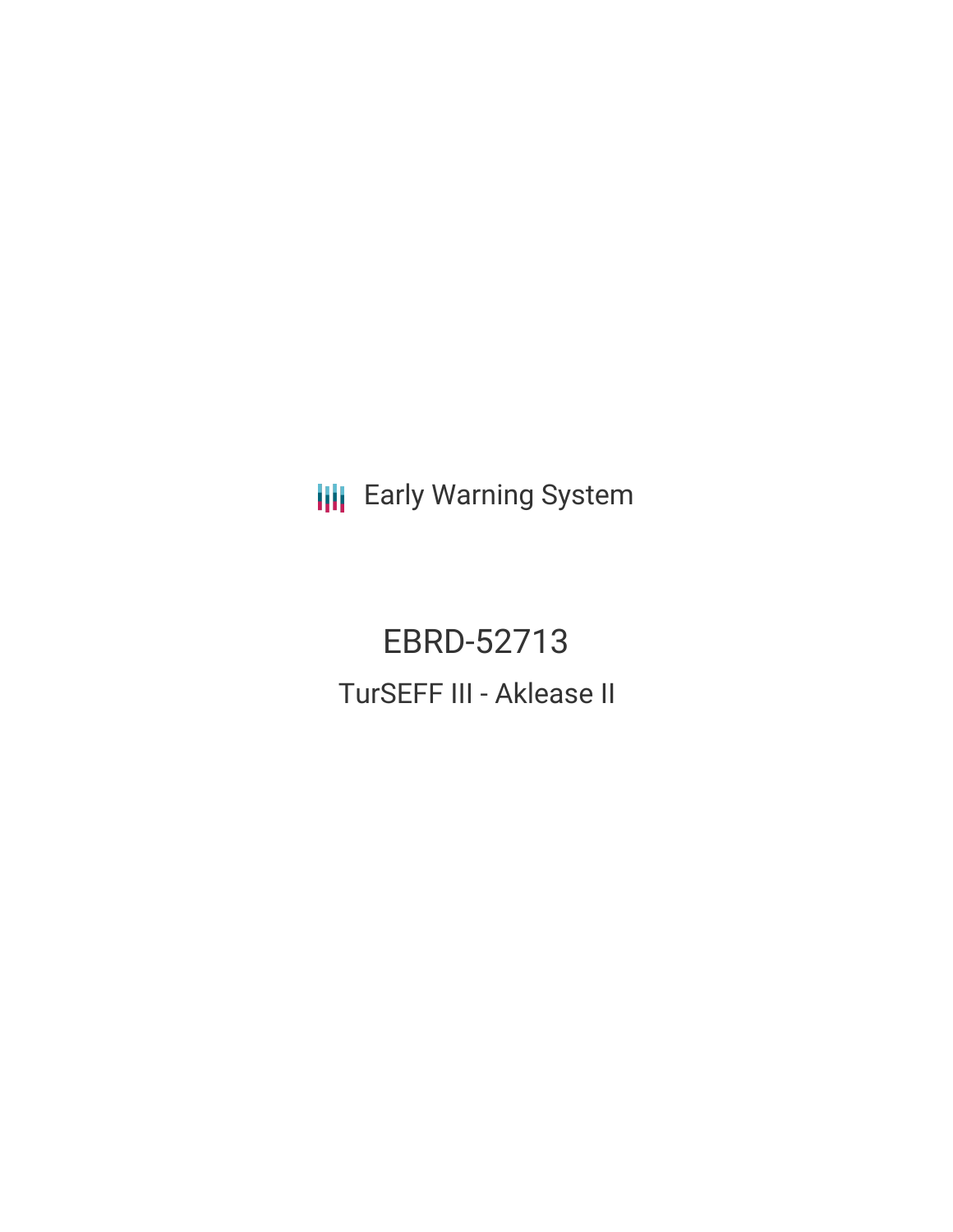Early Warning System

# EBRD-52713

## TurSEFF III - Aklease II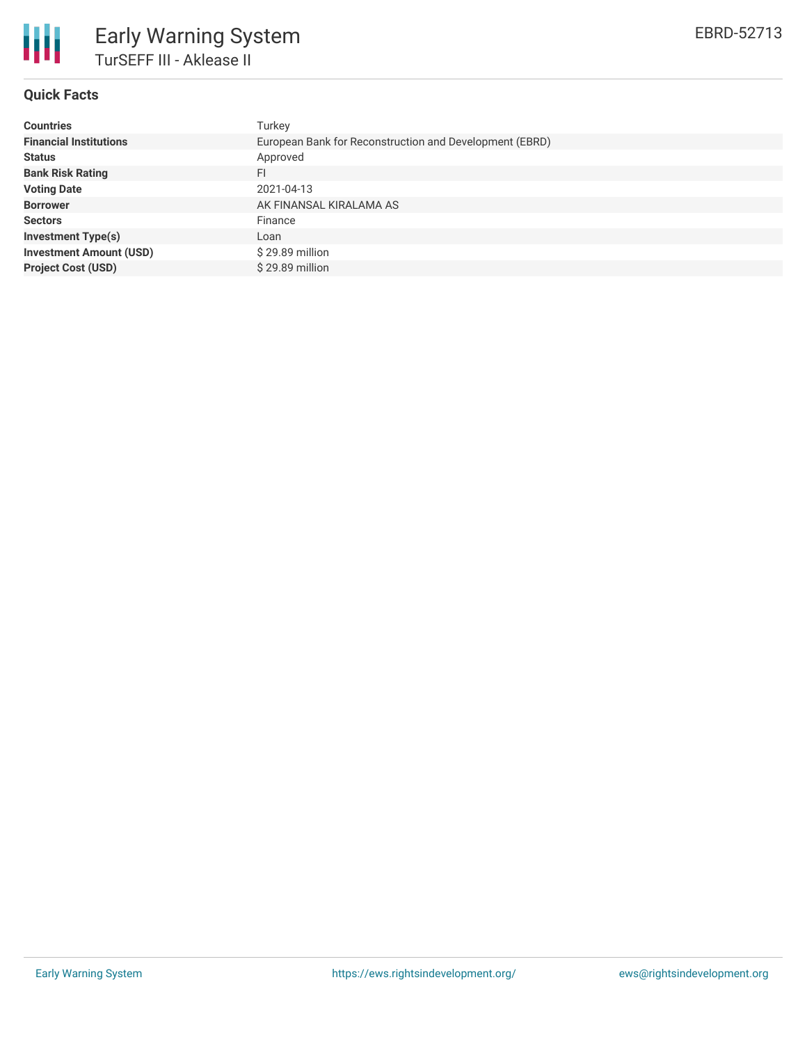# Early Warning System

## TurSEFF III - Aklease II

EBRD-52713

### Quick Facts

| | |
|---|---|
| **Countries** | Turkey |
| **Financial Institutions** | European Bank for Reconstruction and Development (EBRD) |
| **Status** | Approved |
| **Bank Risk Rating** | FI |
| **Voting Date** | 2021-04-13 |
| **Borrower** | AK FINANSAL KIRALAMA AS |
| **Sectors** | Finance |
| **Investment Type(s)** | Loan |
| **Investment Amount (USD)** | $ 29.89 million |
| **Project Cost (USD)** | $ 29.89 million |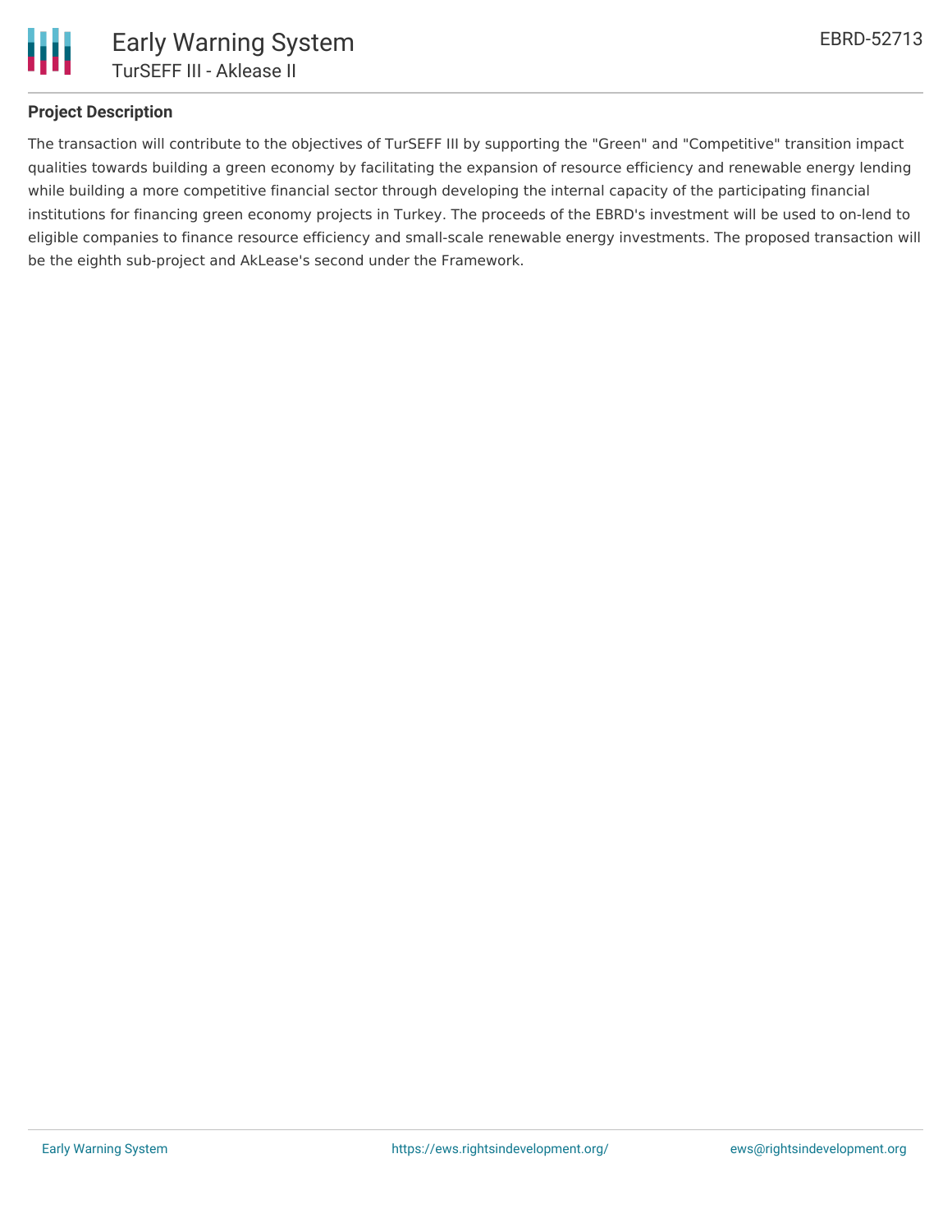## Project Description

The transaction will contribute to the objectives of TurSEFF III by supporting the "Green" and "Competitive" transition impact qualities towards building a green economy by facilitating the expansion of resource efficiency and renewable energy lending while building a more competitive financial sector through developing the internal capacity of the participating financial institutions for financing green economy projects in Turkey. The proceeds of the EBRD's investment will be used to on-lend to eligible companies to finance resource efficiency and small-scale renewable energy investments. The proposed transaction will be the eighth sub-project and AkLease's second under the Framework.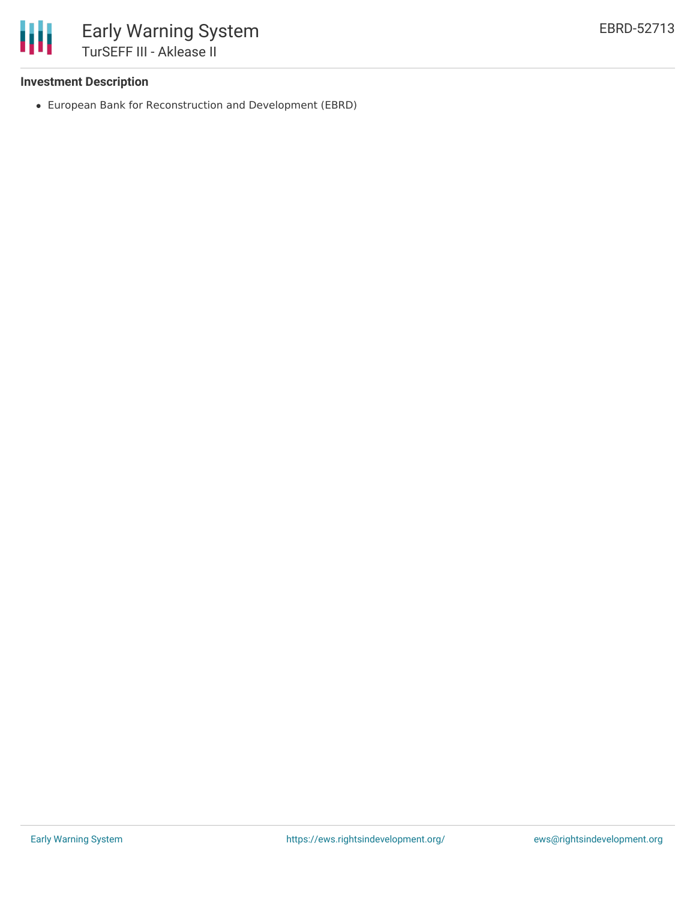**Investment Description**

- European Bank for Reconstruction and Development (EBRD)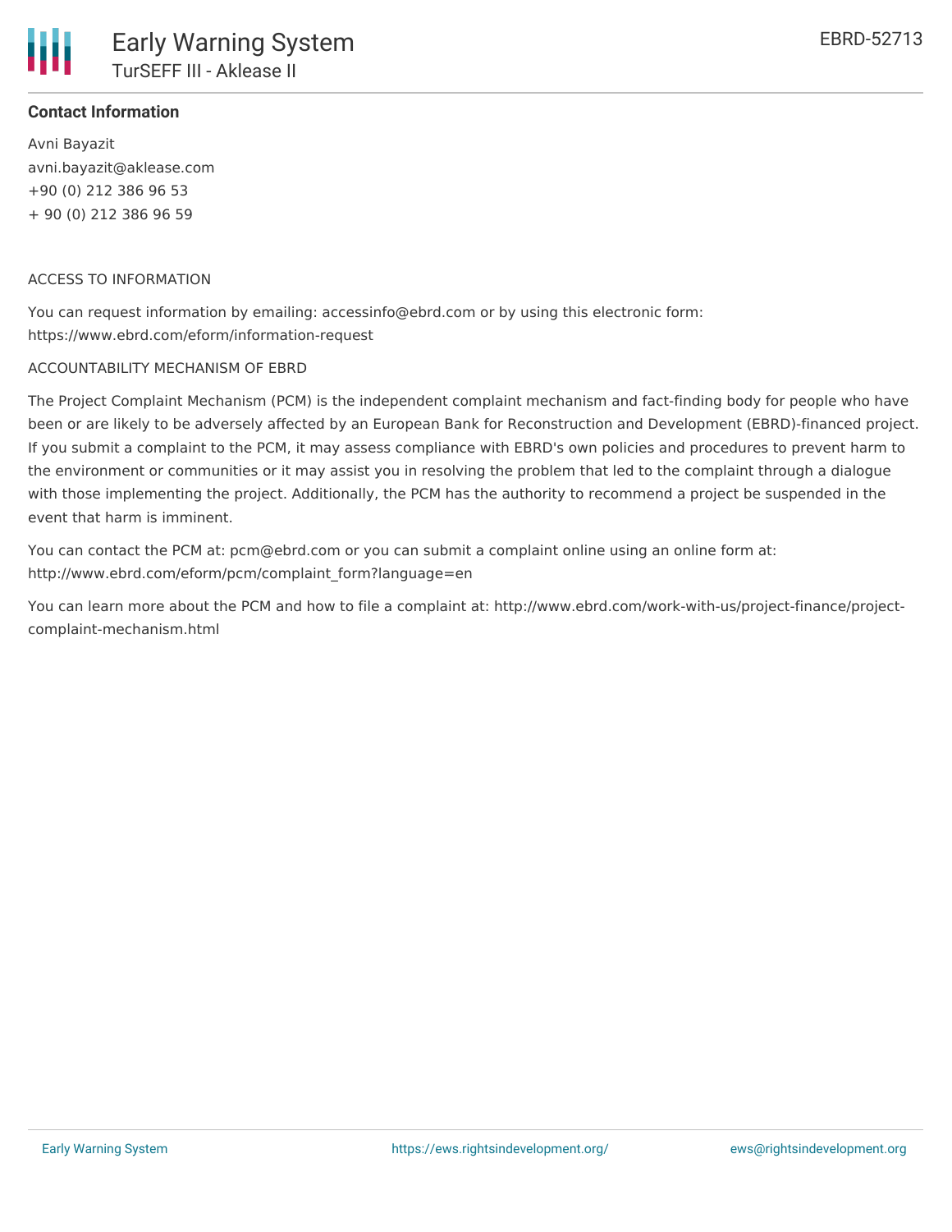### Contact Information

Avni Bayazit
avni.bayazit@aklease.com
+90 (0) 212 386 96 53
+ 90 (0) 212 386 96 59

ACCESS TO INFORMATION

You can request information by emailing: accessinfo@ebrd.com or by using this electronic form: https://www.ebrd.com/eform/information-request

ACCOUNTABILITY MECHANISM OF EBRD

The Project Complaint Mechanism (PCM) is the independent complaint mechanism and fact-finding body for people who have been or are likely to be adversely affected by an European Bank for Reconstruction and Development (EBRD)-financed project. If you submit a complaint to the PCM, it may assess compliance with EBRD's own policies and procedures to prevent harm to the environment or communities or it may assist you in resolving the problem that led to the complaint through a dialogue with those implementing the project. Additionally, the PCM has the authority to recommend a project be suspended in the event that harm is imminent.

You can contact the PCM at: pcm@ebrd.com or you can submit a complaint online using an online form at: http://www.ebrd.com/eform/pcm/complaint_form?language=en

You can learn more about the PCM and how to file a complaint at: http://www.ebrd.com/work-with-us/project-finance/project-complaint-mechanism.html